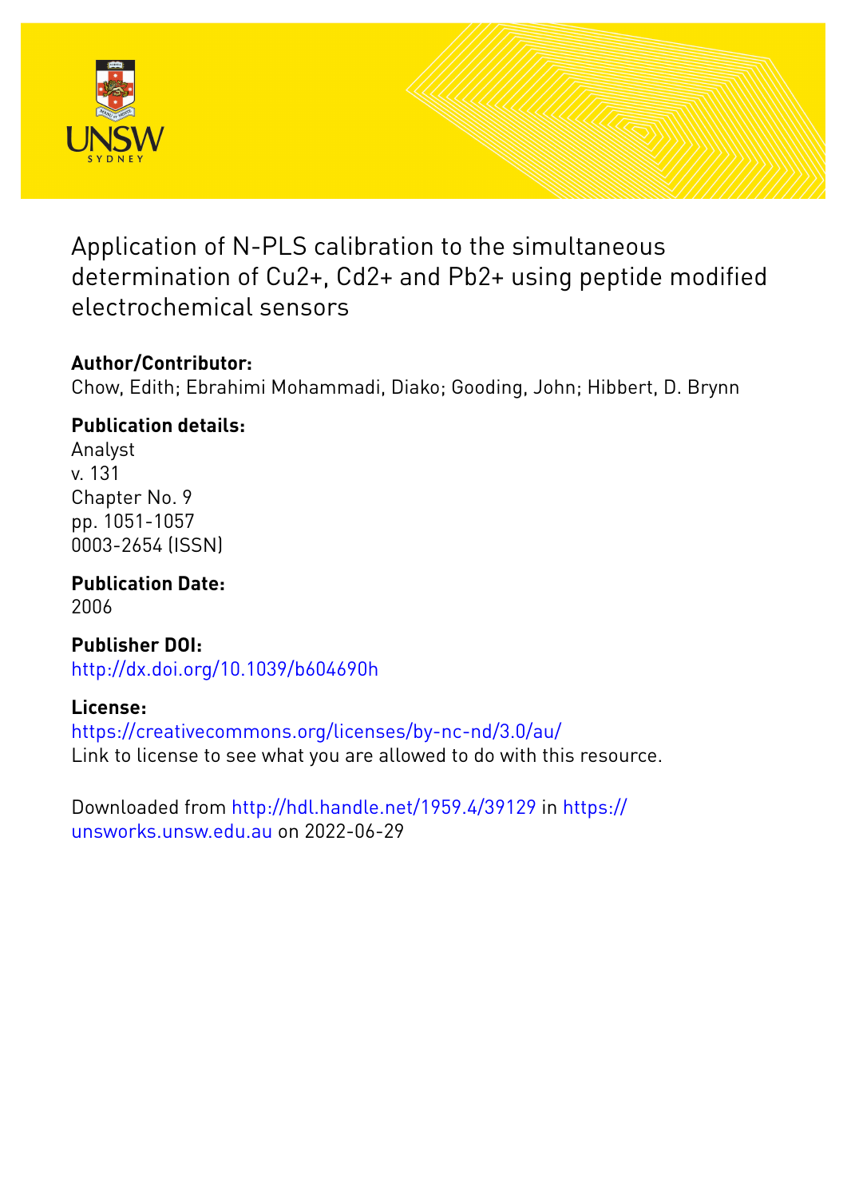# Application of N-PLS calibration to the simultaneous determination of $Cu^{2+}$, $Cd^{2+}$ and $Pb^{2+}$ using peptide modified electrochemical sensors

**Author/Contributor:**
Chow, Edith; Ebrahimi Mohammadi, Diako; Gooding, John; Hibbert, D. Brynn

**Publication details:**
Analyst
v. 131
Chapter No. 9
pp. 1051-1057
0003-2654 (ISSN)

**Publication Date:**
2006

**Publisher DOI:**
http://dx.doi.org/10.1039/b604690h

**License:**
https://creativecommons.org/licenses/by-nc-nd/3.0/au/
Link to license to see what you are allowed to do with this resource.

Downloaded from http://hdl.handle.net/1959.4/39129 in https://unsworks.unsw.edu.au on 2022-06-29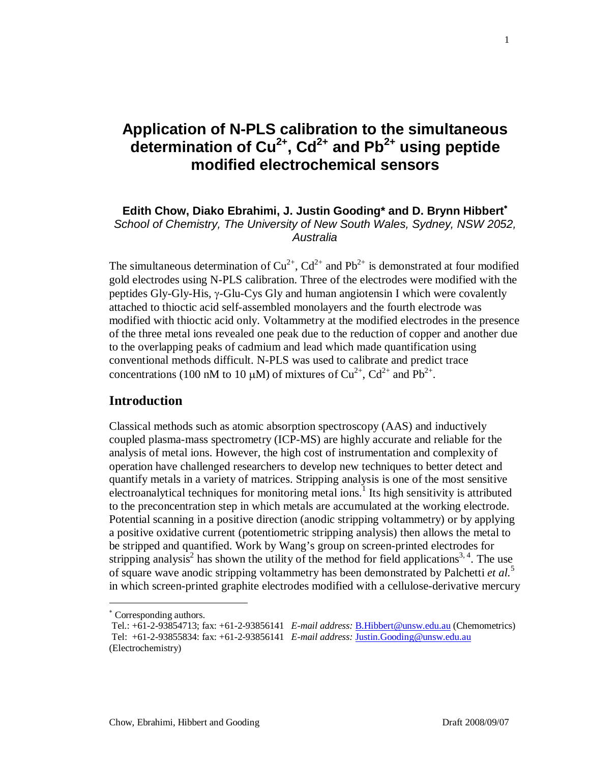# Application of N-PLS calibration to the simultaneous determination of $Cu^{2+}$, $Cd^{2+}$ and $Pb^{2+}$ using peptide modified electrochemical sensors

**Edith Chow, Diako Ebrahimi, J. Justin Gooding* and D. Brynn Hibbert***

*School of Chemistry, The University of New South Wales, Sydney, NSW 2052, Australia*

The simultaneous determination of $Cu^{2+}$, $Cd^{2+}$ and $Pb^{2+}$ is demonstrated at four modified gold electrodes using N-PLS calibration. Three of the electrodes were modified with the peptides Gly-Gly-His, γ-Glu-Cys Gly and human angiotensin I which were covalently attached to thioctic acid self-assembled monolayers and the fourth electrode was modified with thioctic acid only. Voltammetry at the modified electrodes in the presence of the three metal ions revealed one peak due to the reduction of copper and another due to the overlapping peaks of cadmium and lead which made quantification using conventional methods difficult. N-PLS was used to calibrate and predict trace concentrations (100 nM to 10 μM) of mixtures of $Cu^{2+}$, $Cd^{2+}$ and $Pb^{2+}$.

## Introduction

Classical methods such as atomic absorption spectroscopy (AAS) and inductively coupled plasma-mass spectrometry (ICP-MS) are highly accurate and reliable for the analysis of metal ions. However, the high cost of instrumentation and complexity of operation have challenged researchers to develop new techniques to better detect and quantify metals in a variety of matrices. Stripping analysis is one of the most sensitive electroanalytical techniques for monitoring metal ions.[1] Its high sensitivity is attributed to the preconcentration step in which metals are accumulated at the working electrode. Potential scanning in a positive direction (anodic stripping voltammetry) or by applying a positive oxidative current (potentiometric stripping analysis) then allows the metal to be stripped and quantified. Work by Wang's group on screen-printed electrodes for stripping analysis[2] has shown the utility of the method for field applications[3, 4]. The use of square wave anodic stripping voltammetry has been demonstrated by Palchetti *et al.*[5] in which screen-printed graphite electrodes modified with a cellulose-derivative mercury

---

* Corresponding authors.
Tel.: +61-2-93854713; fax: +61-2-93856141 *E-mail address:* B.Hibbert@unsw.edu.au (Chemometrics)
Tel: +61-2-93855834: fax: +61-2-93856141 *E-mail address:* Justin.Gooding@unsw.edu.au (Electrochemistry)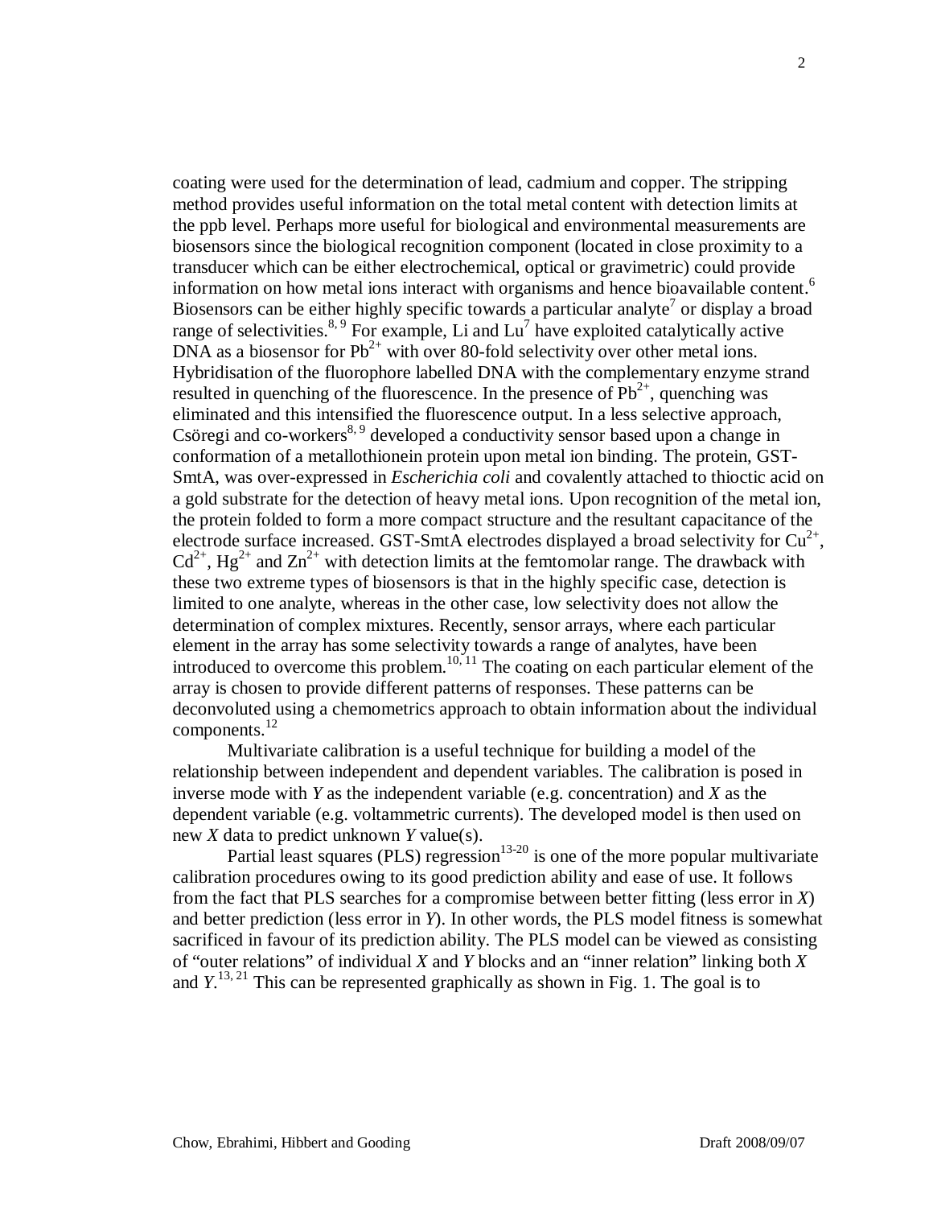coating were used for the determination of lead, cadmium and copper. The stripping method provides useful information on the total metal content with detection limits at the ppb level. Perhaps more useful for biological and environmental measurements are biosensors since the biological recognition component (located in close proximity to a transducer which can be either electrochemical, optical or gravimetric) could provide information on how metal ions interact with organisms and hence bioavailable content.[6] Biosensors can be either highly specific towards a particular analyte[7] or display a broad range of selectivities.[8, 9] For example, Li and Lu[7] have exploited catalytically active DNA as a biosensor for $Pb^{2+}$ with over 80-fold selectivity over other metal ions. Hybridisation of the fluorophore labelled DNA with the complementary enzyme strand resulted in quenching of the fluorescence. In the presence of $Pb^{2+}$, quenching was eliminated and this intensified the fluorescence output. In a less selective approach, Csöregi and co-workers[8, 9] developed a conductivity sensor based upon a change in conformation of a metallothionein protein upon metal ion binding. The protein, GST-SmtA, was over-expressed in *Escherichia coli* and covalently attached to thioctic acid on a gold substrate for the detection of heavy metal ions. Upon recognition of the metal ion, the protein folded to form a more compact structure and the resultant capacitance of the electrode surface increased. GST-SmtA electrodes displayed a broad selectivity for $Cu^{2+}$, $Cd^{2+}$, $Hg^{2+}$ and $Zn^{2+}$ with detection limits at the femtomolar range. The drawback with these two extreme types of biosensors is that in the highly specific case, detection is limited to one analyte, whereas in the other case, low selectivity does not allow the determination of complex mixtures. Recently, sensor arrays, where each particular element in the array has some selectivity towards a range of analytes, have been introduced to overcome this problem.[10, 11] The coating on each particular element of the array is chosen to provide different patterns of responses. These patterns can be deconvoluted using a chemometrics approach to obtain information about the individual components.[12]

Multivariate calibration is a useful technique for building a model of the relationship between independent and dependent variables. The calibration is posed in inverse mode with $Y$ as the independent variable (e.g. concentration) and $X$ as the dependent variable (e.g. voltammetric currents). The developed model is then used on new $X$ data to predict unknown $Y$ value(s).

Partial least squares (PLS) regression[13-20] is one of the more popular multivariate calibration procedures owing to its good prediction ability and ease of use. It follows from the fact that PLS searches for a compromise between better fitting (less error in $X$) and better prediction (less error in $Y$). In other words, the PLS model fitness is somewhat sacrificed in favour of its prediction ability. The PLS model can be viewed as consisting of "outer relations" of individual $X$ and $Y$ blocks and an "inner relation" linking both $X$ and $Y$.[13, 21] This can be represented graphically as shown in Fig. 1. The goal is to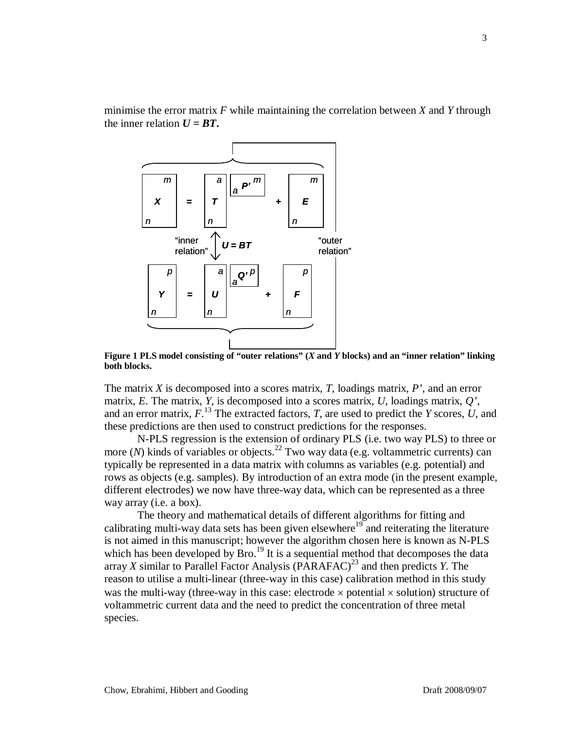minimise the error matrix *F* while maintaining the correlation between *X* and *Y* through the inner relation ***U = BT***.

**Figure 1 PLS model consisting of "outer relations" (*X* and *Y* blocks) and an "inner relation" linking both blocks.**

The matrix *X* is decomposed into a scores matrix, *T*, loadings matrix, *P'*, and an error matrix, *E*. The matrix, *Y*, is decomposed into a scores matrix, *U*, loadings matrix, *Q'*, and an error matrix, *F*.[13] The extracted factors, *T*, are used to predict the *Y* scores, *U*, and these predictions are then used to construct predictions for the responses.

N-PLS regression is the extension of ordinary PLS (i.e. two way PLS) to three or more (*N*) kinds of variables or objects.[22] Two way data (e.g. voltammetric currents) can typically be represented in a data matrix with columns as variables (e.g. potential) and rows as objects (e.g. samples). By introduction of an extra mode (in the present example, different electrodes) we now have three-way data, which can be represented as a three way array (i.e. a box).

The theory and mathematical details of different algorithms for fitting and calibrating multi-way data sets has been given elsewhere[19] and reiterating the literature is not aimed in this manuscript; however the algorithm chosen here is known as N-PLS which has been developed by Bro.[19] It is a sequential method that decomposes the data array *X* similar to Parallel Factor Analysis (PARAFAC)[23] and then predicts *Y*. The reason to utilise a multi-linear (three-way in this case) calibration method in this study was the multi-way (three-way in this case: electrode $\times$ potential $\times$ solution) structure of voltammetric current data and the need to predict the concentration of three metal species.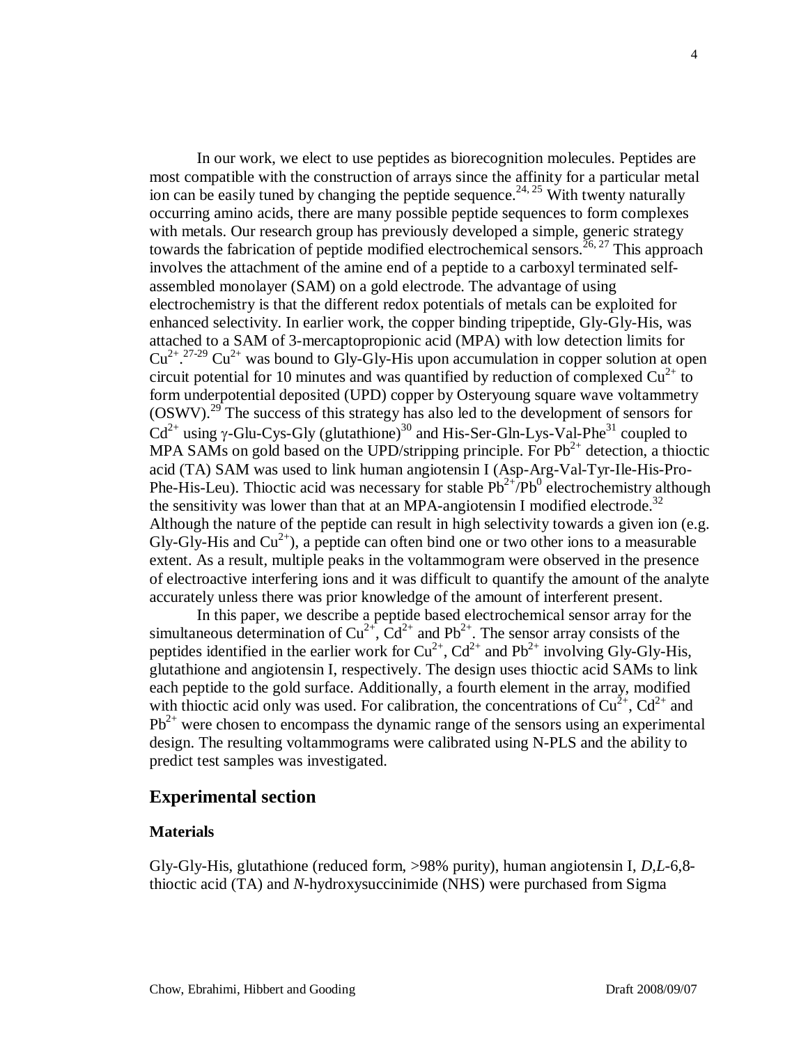In our work, we elect to use peptides as biorecognition molecules. Peptides are most compatible with the construction of arrays since the affinity for a particular metal ion can be easily tuned by changing the peptide sequence.[24, 25] With twenty naturally occurring amino acids, there are many possible peptide sequences to form complexes with metals. Our research group has previously developed a simple, generic strategy towards the fabrication of peptide modified electrochemical sensors.[26, 27] This approach involves the attachment of the amine end of a peptide to a carboxyl terminated self-assembled monolayer (SAM) on a gold electrode. The advantage of using electrochemistry is that the different redox potentials of metals can be exploited for enhanced selectivity. In earlier work, the copper binding tripeptide, Gly-Gly-His, was attached to a SAM of 3-mercaptopropionic acid (MPA) with low detection limits for $Cu^{2+}$.[27-29] $Cu^{2+}$ was bound to Gly-Gly-His upon accumulation in copper solution at open circuit potential for 10 minutes and was quantified by reduction of complexed $Cu^{2+}$ to form underpotential deposited (UPD) copper by Osteryoung square wave voltammetry (OSWV).[29] The success of this strategy has also led to the development of sensors for $Cd^{2+}$ using γ-Glu-Cys-Gly (glutathione)[30] and His-Ser-Gln-Lys-Val-Phe[31] coupled to MPA SAMs on gold based on the UPD/stripping principle. For $Pb^{2+}$ detection, a thioctic acid (TA) SAM was used to link human angiotensin I (Asp-Arg-Val-Tyr-Ile-His-Pro-Phe-His-Leu). Thioctic acid was necessary for stable $Pb^{2+}/Pb^{0}$ electrochemistry although the sensitivity was lower than that at an MPA-angiotensin I modified electrode.[32] Although the nature of the peptide can result in high selectivity towards a given ion (e.g. Gly-Gly-His and $Cu^{2+}$), a peptide can often bind one or two other ions to a measurable extent. As a result, multiple peaks in the voltammogram were observed in the presence of electroactive interfering ions and it was difficult to quantify the amount of the analyte accurately unless there was prior knowledge of the amount of interferent present.

In this paper, we describe a peptide based electrochemical sensor array for the simultaneous determination of $Cu^{2+}$, $Cd^{2+}$ and $Pb^{2+}$. The sensor array consists of the peptides identified in the earlier work for $Cu^{2+}$, $Cd^{2+}$ and $Pb^{2+}$ involving Gly-Gly-His, glutathione and angiotensin I, respectively. The design uses thioctic acid SAMs to link each peptide to the gold surface. Additionally, a fourth element in the array, modified with thioctic acid only was used. For calibration, the concentrations of $Cu^{2+}$, $Cd^{2+}$ and $Pb^{2+}$ were chosen to encompass the dynamic range of the sensors using an experimental design. The resulting voltammograms were calibrated using N-PLS and the ability to predict test samples was investigated.

## Experimental section

### Materials

Gly-Gly-His, glutathione (reduced form, >98% purity), human angiotensin I, *D,L*-6,8-thioctic acid (TA) and *N*-hydroxysuccinimide (NHS) were purchased from Sigma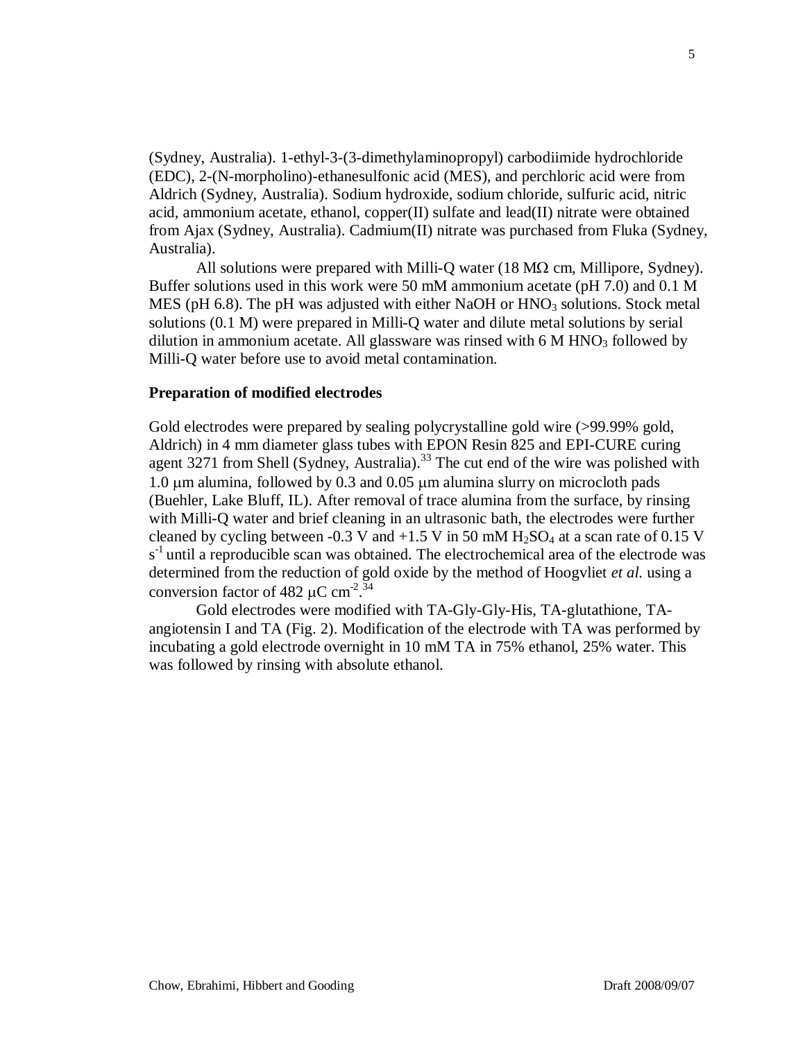(Sydney, Australia). 1-ethyl-3-(3-dimethylaminopropyl) carbodiimide hydrochloride (EDC), 2-(N-morpholino)-ethanesulfonic acid (MES), and perchloric acid were from Aldrich (Sydney, Australia). Sodium hydroxide, sodium chloride, sulfuric acid, nitric acid, ammonium acetate, ethanol, copper(II) sulfate and lead(II) nitrate were obtained from Ajax (Sydney, Australia). Cadmium(II) nitrate was purchased from Fluka (Sydney, Australia).

All solutions were prepared with Milli-Q water (18 MΩ cm, Millipore, Sydney). Buffer solutions used in this work were 50 mM ammonium acetate (pH 7.0) and 0.1 M MES (pH 6.8). The pH was adjusted with either NaOH or $HNO_3$ solutions. Stock metal solutions (0.1 M) were prepared in Milli-Q water and dilute metal solutions by serial dilution in ammonium acetate. All glassware was rinsed with 6 M $HNO_3$ followed by Milli-Q water before use to avoid metal contamination.

**Preparation of modified electrodes**

Gold electrodes were prepared by sealing polycrystalline gold wire (>99.99% gold, Aldrich) in 4 mm diameter glass tubes with EPON Resin 825 and EPI-CURE curing agent 3271 from Shell (Sydney, Australia).[33] The cut end of the wire was polished with 1.0 μm alumina, followed by 0.3 and 0.05 μm alumina slurry on microcloth pads (Buehler, Lake Bluff, IL). After removal of trace alumina from the surface, by rinsing with Milli-Q water and brief cleaning in an ultrasonic bath, the electrodes were further cleaned by cycling between -0.3 V and +1.5 V in 50 mM $H_2SO_4$ at a scan rate of 0.15 V $s^{-1}$ until a reproducible scan was obtained. The electrochemical area of the electrode was determined from the reduction of gold oxide by the method of Hoogvliet *et al.* using a conversion factor of 482 μC $cm^{-2}$.[34]

Gold electrodes were modified with TA-Gly-Gly-His, TA-glutathione, TA-angiotensin I and TA (Fig. 2). Modification of the electrode with TA was performed by incubating a gold electrode overnight in 10 mM TA in 75% ethanol, 25% water. This was followed by rinsing with absolute ethanol.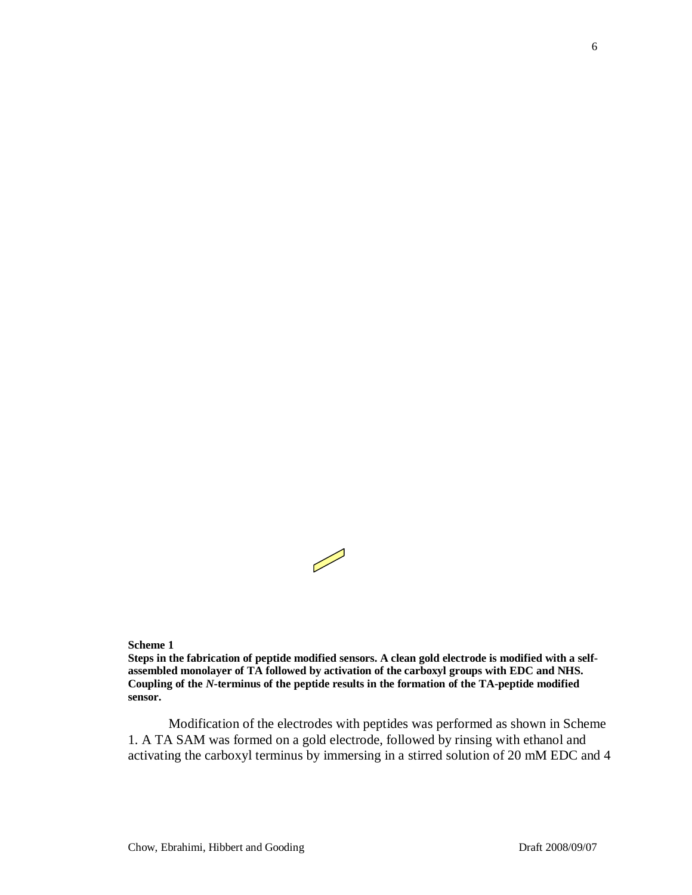**Scheme 1**

**Steps in the fabrication of peptide modified sensors. A clean gold electrode is modified with a self-assembled monolayer of TA followed by activation of the carboxyl groups with EDC and NHS. Coupling of the *N*-terminus of the peptide results in the formation of the TA-peptide modified sensor.**

Modification of the electrodes with peptides was performed as shown in Scheme 1. A TA SAM was formed on a gold electrode, followed by rinsing with ethanol and activating the carboxyl terminus by immersing in a stirred solution of 20 mM EDC and 4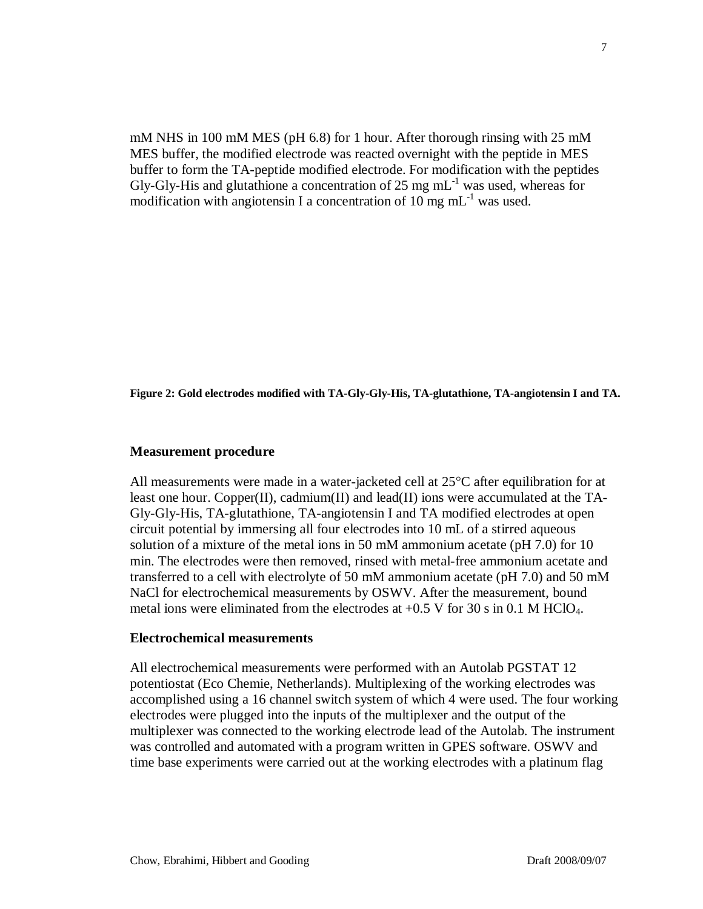mM NHS in 100 mM MES (pH 6.8) for 1 hour. After thorough rinsing with 25 mM MES buffer, the modified electrode was reacted overnight with the peptide in MES buffer to form the TA-peptide modified electrode. For modification with the peptides Gly-Gly-His and glutathione a concentration of 25 mg $mL^{-1}$ was used, whereas for modification with angiotensin I a concentration of 10 mg $mL^{-1}$ was used.

**Figure 2: Gold electrodes modified with TA-Gly-Gly-His, TA-glutathione, TA-angiotensin I and TA.**

### Measurement procedure

All measurements were made in a water-jacketed cell at 25°C after equilibration for at least one hour. Copper(II), cadmium(II) and lead(II) ions were accumulated at the TA-Gly-Gly-His, TA-glutathione, TA-angiotensin I and TA modified electrodes at open circuit potential by immersing all four electrodes into 10 mL of a stirred aqueous solution of a mixture of the metal ions in 50 mM ammonium acetate (pH 7.0) for 10 min. The electrodes were then removed, rinsed with metal-free ammonium acetate and transferred to a cell with electrolyte of 50 mM ammonium acetate (pH 7.0) and 50 mM NaCl for electrochemical measurements by OSWV. After the measurement, bound metal ions were eliminated from the electrodes at +0.5 V for 30 s in 0.1 M $HClO_4$.

### Electrochemical measurements

All electrochemical measurements were performed with an Autolab PGSTAT 12 potentiostat (Eco Chemie, Netherlands). Multiplexing of the working electrodes was accomplished using a 16 channel switch system of which 4 were used. The four working electrodes were plugged into the inputs of the multiplexer and the output of the multiplexer was connected to the working electrode lead of the Autolab. The instrument was controlled and automated with a program written in GPES software. OSWV and time base experiments were carried out at the working electrodes with a platinum flag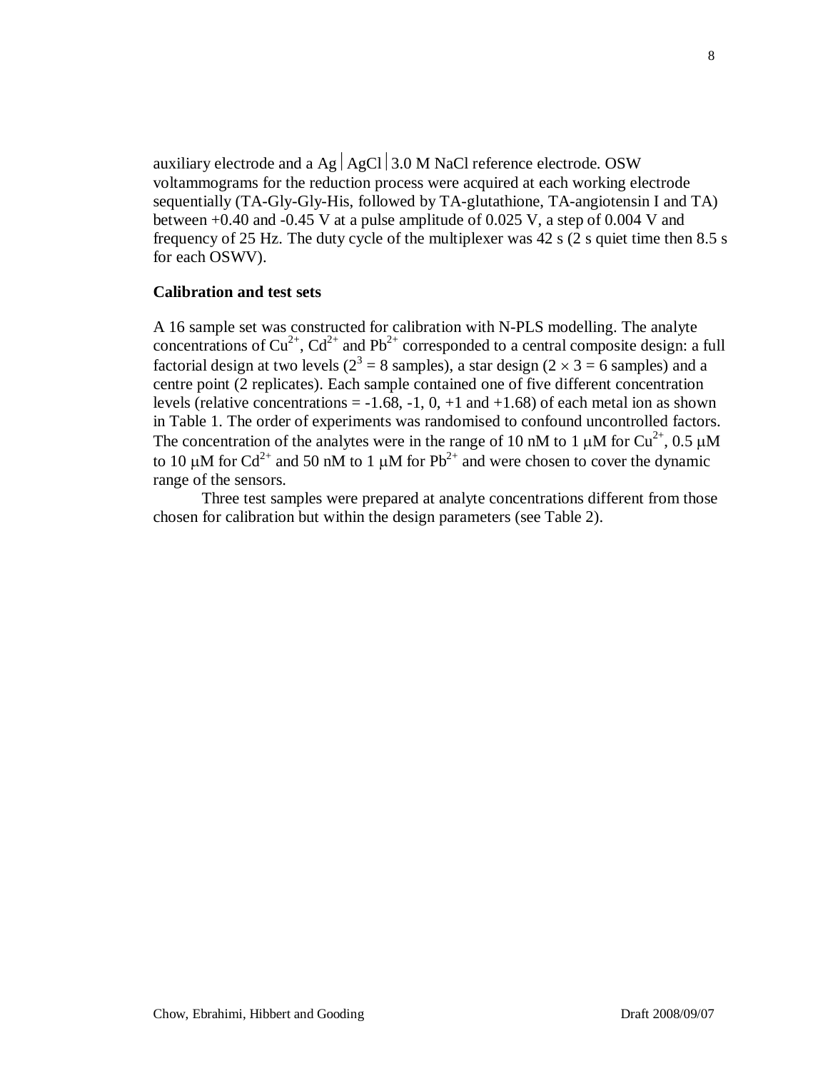auxiliary electrode and a Ag | AgCl | 3.0 M NaCl reference electrode. OSW voltammograms for the reduction process were acquired at each working electrode sequentially (TA-Gly-Gly-His, followed by TA-glutathione, TA-angiotensin I and TA) between +0.40 and -0.45 V at a pulse amplitude of 0.025 V, a step of 0.004 V and frequency of 25 Hz. The duty cycle of the multiplexer was 42 s (2 s quiet time then 8.5 s for each OSWV).

**Calibration and test sets**

A 16 sample set was constructed for calibration with N-PLS modelling. The analyte concentrations of $Cu^{2+}$, $Cd^{2+}$ and $Pb^{2+}$ corresponded to a central composite design: a full factorial design at two levels ($2^3 = 8$ samples), a star design ($2 \times 3 = 6$ samples) and a centre point (2 replicates). Each sample contained one of five different concentration levels (relative concentrations = -1.68, -1, 0, +1 and +1.68) of each metal ion as shown in Table 1. The order of experiments was randomised to confound uncontrolled factors. The concentration of the analytes were in the range of 10 nM to 1 μM for $Cu^{2+}$, 0.5 μM to 10 μM for $Cd^{2+}$ and 50 nM to 1 μM for $Pb^{2+}$ and were chosen to cover the dynamic range of the sensors.

Three test samples were prepared at analyte concentrations different from those chosen for calibration but within the design parameters (see Table 2).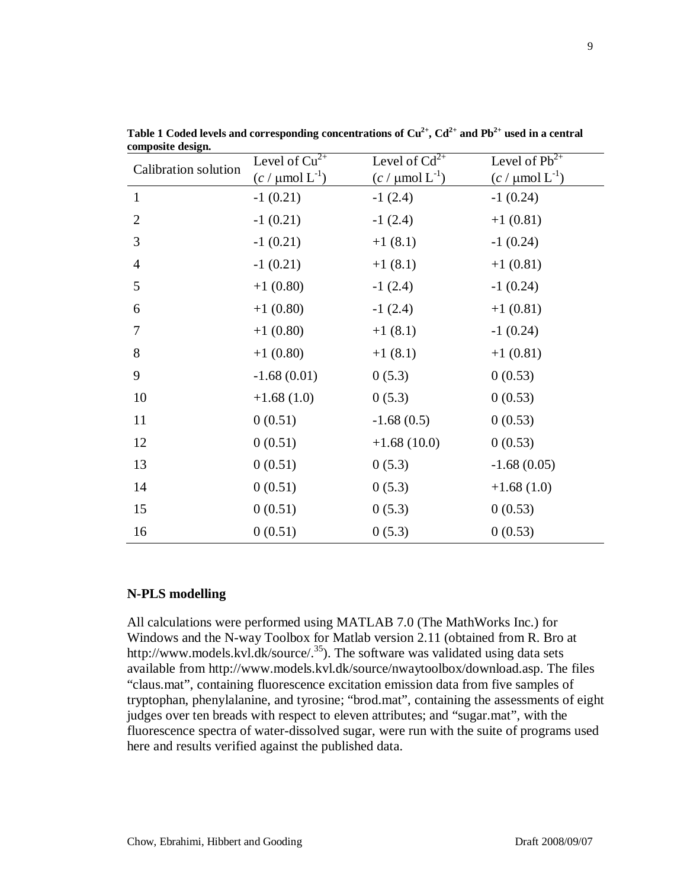**Table 1 Coded levels and corresponding concentrations of $Cu^{2+}$, $Cd^{2+}$ and $Pb^{2+}$ used in a central composite design.**

| Calibration solution | Level of $Cu^{2+}$ ($c$ / μmol $L^{-1}$) | Level of $Cd^{2+}$ ($c$ / μmol $L^{-1}$) | Level of $Pb^{2+}$ ($c$ / μmol $L^{-1}$) |
|---|---|---|---|
| 1 | -1 (0.21) | -1 (2.4) | -1 (0.24) |
| 2 | -1 (0.21) | -1 (2.4) | +1 (0.81) |
| 3 | -1 (0.21) | +1 (8.1) | -1 (0.24) |
| 4 | -1 (0.21) | +1 (8.1) | +1 (0.81) |
| 5 | +1 (0.80) | -1 (2.4) | -1 (0.24) |
| 6 | +1 (0.80) | -1 (2.4) | +1 (0.81) |
| 7 | +1 (0.80) | +1 (8.1) | -1 (0.24) |
| 8 | +1 (0.80) | +1 (8.1) | +1 (0.81) |
| 9 | -1.68 (0.01) | 0 (5.3) | 0 (0.53) |
| 10 | +1.68 (1.0) | 0 (5.3) | 0 (0.53) |
| 11 | 0 (0.51) | -1.68 (0.5) | 0 (0.53) |
| 12 | 0 (0.51) | +1.68 (10.0) | 0 (0.53) |
| 13 | 0 (0.51) | 0 (5.3) | -1.68 (0.05) |
| 14 | 0 (0.51) | 0 (5.3) | +1.68 (1.0) |
| 15 | 0 (0.51) | 0 (5.3) | 0 (0.53) |
| 16 | 0 (0.51) | 0 (5.3) | 0 (0.53) |

## N-PLS modelling

All calculations were performed using MATLAB 7.0 (The MathWorks Inc.) for Windows and the N-way Toolbox for Matlab version 2.11 (obtained from R. Bro at http://www.models.kvl.dk/source/.[35]). The software was validated using data sets available from http://www.models.kvl.dk/source/nwaytoolbox/download.asp. The files "claus.mat", containing fluorescence excitation emission data from five samples of tryptophan, phenylalanine, and tyrosine; "brod.mat", containing the assessments of eight judges over ten breads with respect to eleven attributes; and "sugar.mat", with the fluorescence spectra of water-dissolved sugar, were run with the suite of programs used here and results verified against the published data.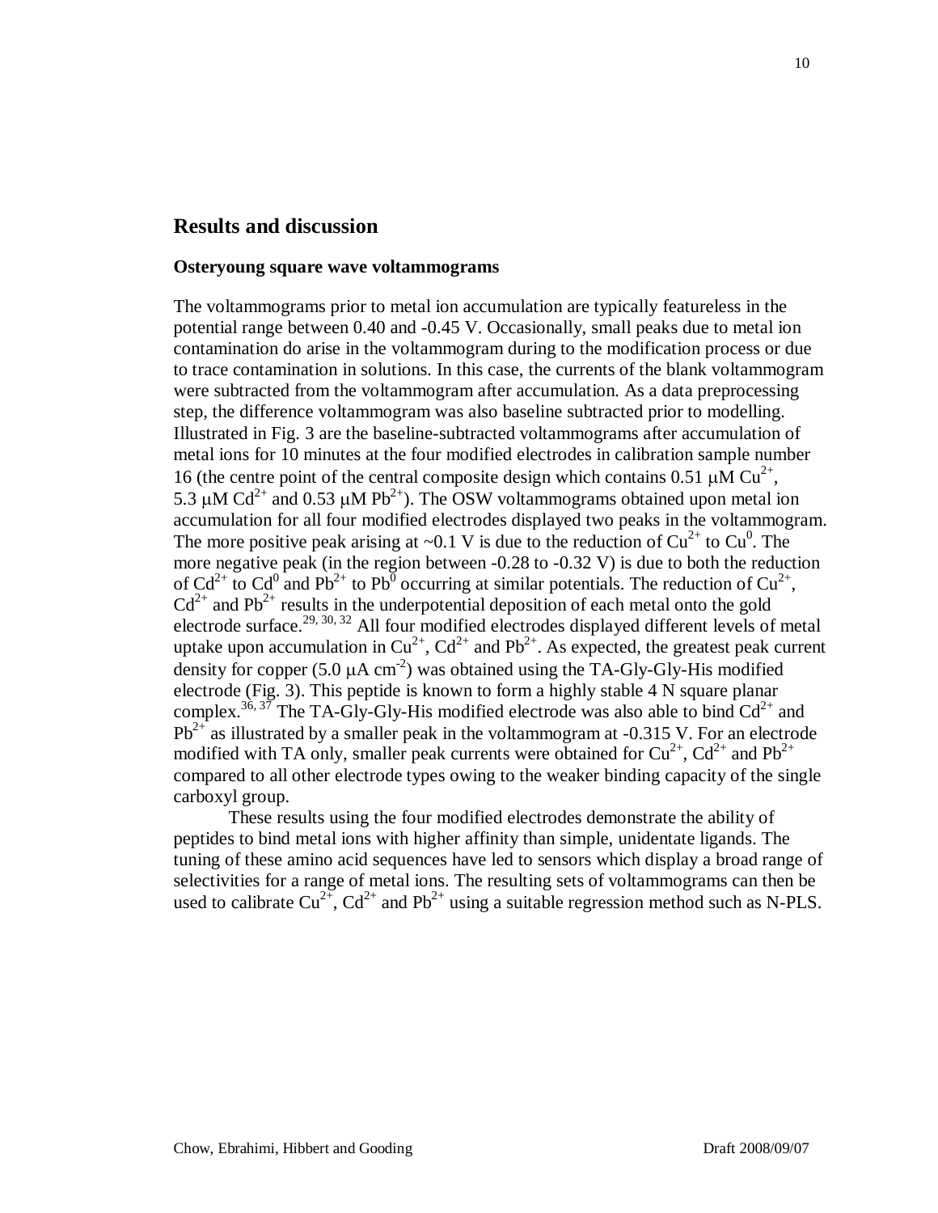## Results and discussion

### Osteryoung square wave voltammograms

The voltammograms prior to metal ion accumulation are typically featureless in the potential range between 0.40 and -0.45 V. Occasionally, small peaks due to metal ion contamination do arise in the voltammogram during to the modification process or due to trace contamination in solutions. In this case, the currents of the blank voltammogram were subtracted from the voltammogram after accumulation. As a data preprocessing step, the difference voltammogram was also baseline subtracted prior to modelling. Illustrated in Fig. 3 are the baseline-subtracted voltammograms after accumulation of metal ions for 10 minutes at the four modified electrodes in calibration sample number 16 (the centre point of the central composite design which contains 0.51 μM $Cu^{2+}$, 5.3 μM $Cd^{2+}$ and 0.53 μM $Pb^{2+}$). The OSW voltammograms obtained upon metal ion accumulation for all four modified electrodes displayed two peaks in the voltammogram. The more positive peak arising at ~0.1 V is due to the reduction of $Cu^{2+}$ to $Cu^0$. The more negative peak (in the region between -0.28 to -0.32 V) is due to both the reduction of $Cd^{2+}$ to $Cd^0$ and $Pb^{2+}$ to $Pb^0$ occurring at similar potentials. The reduction of $Cu^{2+}$, $Cd^{2+}$ and $Pb^{2+}$ results in the underpotential deposition of each metal onto the gold electrode surface.[29, 30, 32] All four modified electrodes displayed different levels of metal uptake upon accumulation in $Cu^{2+}$, $Cd^{2+}$ and $Pb^{2+}$. As expected, the greatest peak current density for copper (5.0 μA $cm^{-2}$) was obtained using the TA-Gly-Gly-His modified electrode (Fig. 3). This peptide is known to form a highly stable 4 N square planar complex.[36, 37] The TA-Gly-Gly-His modified electrode was also able to bind $Cd^{2+}$ and $Pb^{2+}$ as illustrated by a smaller peak in the voltammogram at -0.315 V. For an electrode modified with TA only, smaller peak currents were obtained for $Cu^{2+}$, $Cd^{2+}$ and $Pb^{2+}$ compared to all other electrode types owing to the weaker binding capacity of the single carboxyl group.

These results using the four modified electrodes demonstrate the ability of peptides to bind metal ions with higher affinity than simple, unidentate ligands. The tuning of these amino acid sequences have led to sensors which display a broad range of selectivities for a range of metal ions. The resulting sets of voltammograms can then be used to calibrate $Cu^{2+}$, $Cd^{2+}$ and $Pb^{2+}$ using a suitable regression method such as N-PLS.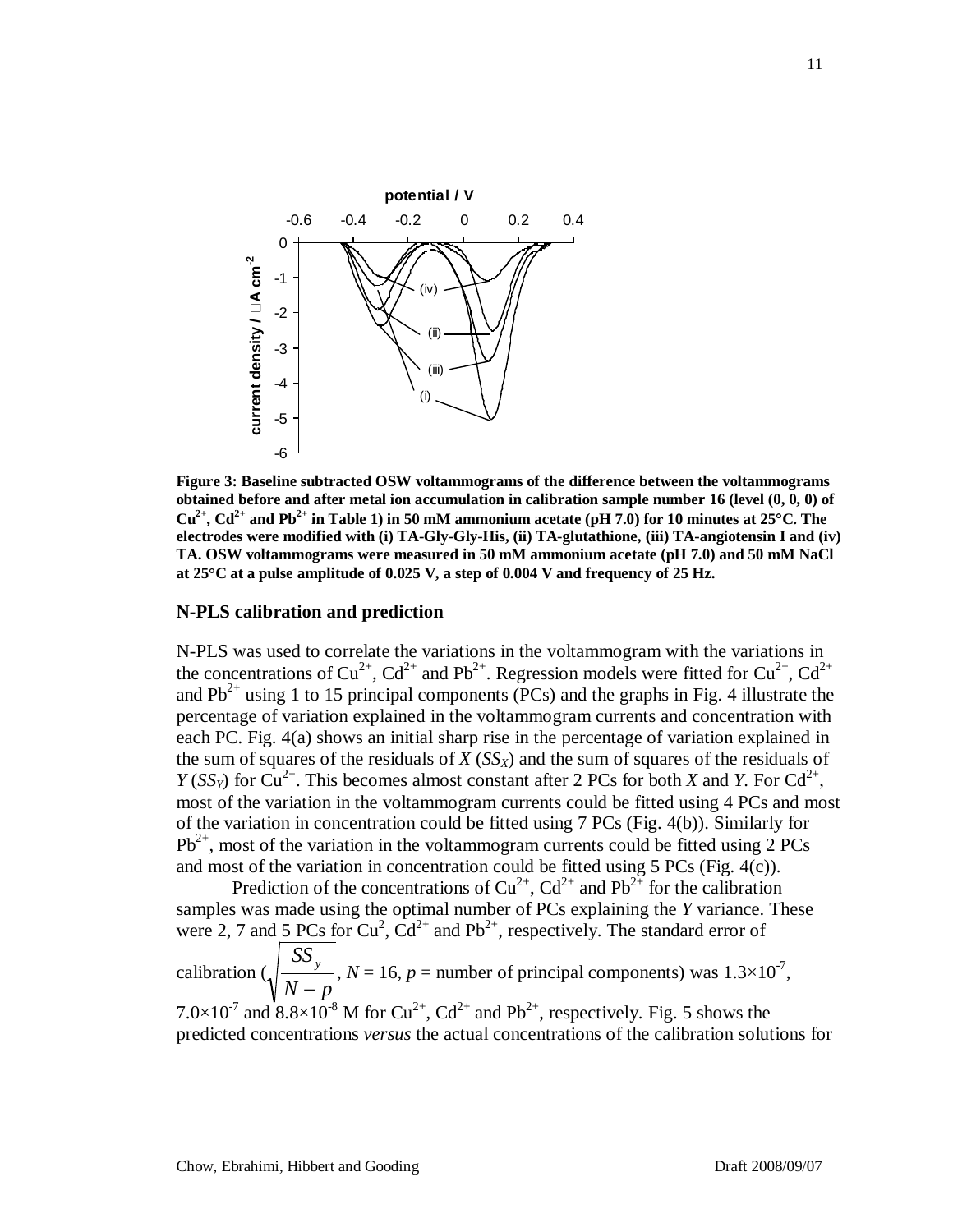**Figure 3: Baseline subtracted OSW voltammograms of the difference between the voltammograms obtained before and after metal ion accumulation in calibration sample number 16 (level (0, 0, 0) of $Cu^{2+}$, $Cd^{2+}$ and $Pb^{2+}$ in Table 1) in 50 mM ammonium acetate (pH 7.0) for 10 minutes at 25°C. The electrodes were modified with (i) TA-Gly-Gly-His, (ii) TA-glutathione, (iii) TA-angiotensin I and (iv) TA. OSW voltammograms were measured in 50 mM ammonium acetate (pH 7.0) and 50 mM NaCl at 25°C at a pulse amplitude of 0.025 V, a step of 0.004 V and frequency of 25 Hz.**

## N-PLS calibration and prediction

N-PLS was used to correlate the variations in the voltammogram with the variations in the concentrations of $Cu^{2+}$, $Cd^{2+}$ and $Pb^{2+}$. Regression models were fitted for $Cu^{2+}$, $Cd^{2+}$ and $Pb^{2+}$ using 1 to 15 principal components (PCs) and the graphs in Fig. 4 illustrate the percentage of variation explained in the voltammogram currents and concentration with each PC. Fig. 4(a) shows an initial sharp rise in the percentage of variation explained in the sum of squares of the residuals of $X$ ($SS_X$) and the sum of squares of the residuals of $Y$ ($SS_Y$) for $Cu^{2+}$. This becomes almost constant after 2 PCs for both $X$ and $Y$. For $Cd^{2+}$, most of the variation in the voltammogram currents could be fitted using 4 PCs and most of the variation in concentration could be fitted using 7 PCs (Fig. 4(b)). Similarly for $Pb^{2+}$, most of the variation in the voltammogram currents could be fitted using 2 PCs and most of the variation in concentration could be fitted using 5 PCs (Fig. 4(c)).

Prediction of the concentrations of $Cu^{2+}$, $Cd^{2+}$ and $Pb^{2+}$ for the calibration samples was made using the optimal number of PCs explaining the $Y$ variance. These were 2, 7 and 5 PCs for $Cu^{2}$, $Cd^{2+}$ and $Pb^{2+}$, respectively. The standard error of calibration ($\sqrt{\frac{SS_y}{N-p}}$, $N$ = 16, $p$ = number of principal components) was $1.3\times10^{-7}$, $7.0\times10^{-7}$ and $8.8\times10^{-8}$ M for $Cu^{2+}$, $Cd^{2+}$ and $Pb^{2+}$, respectively. Fig. 5 shows the predicted concentrations *versus* the actual concentrations of the calibration solutions for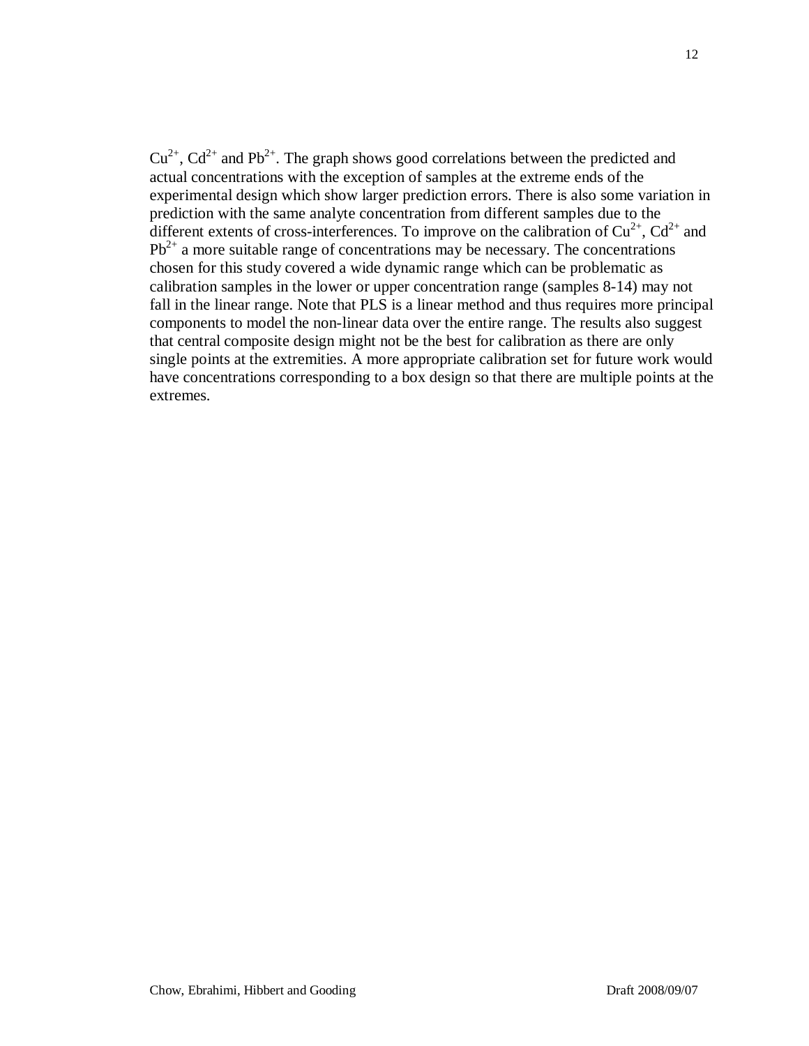$Cu^{2+}$, $Cd^{2+}$ and $Pb^{2+}$. The graph shows good correlations between the predicted and actual concentrations with the exception of samples at the extreme ends of the experimental design which show larger prediction errors. There is also some variation in prediction with the same analyte concentration from different samples due to the different extents of cross-interferences. To improve on the calibration of $Cu^{2+}$, $Cd^{2+}$ and $Pb^{2+}$ a more suitable range of concentrations may be necessary. The concentrations chosen for this study covered a wide dynamic range which can be problematic as calibration samples in the lower or upper concentration range (samples 8-14) may not fall in the linear range. Note that PLS is a linear method and thus requires more principal components to model the non-linear data over the entire range. The results also suggest that central composite design might not be the best for calibration as there are only single points at the extremities. A more appropriate calibration set for future work would have concentrations corresponding to a box design so that there are multiple points at the extremes.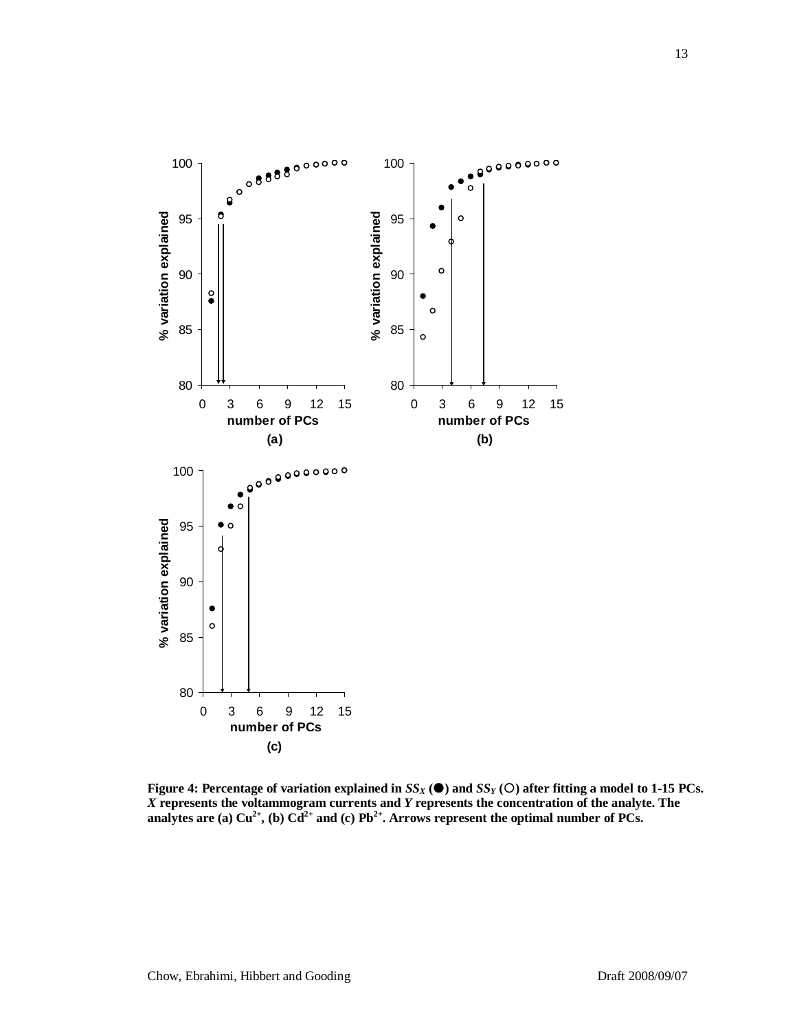**Figure 4: Percentage of variation explained in $SS_X$ (●) and $SS_Y$ (○) after fitting a model to 1-15 PCs. $X$ represents the voltammogram currents and $Y$ represents the concentration of the analyte. The analytes are (a) $Cu^{2+}$, (b) $Cd^{2+}$ and (c) $Pb^{2+}$. Arrows represent the optimal number of PCs.**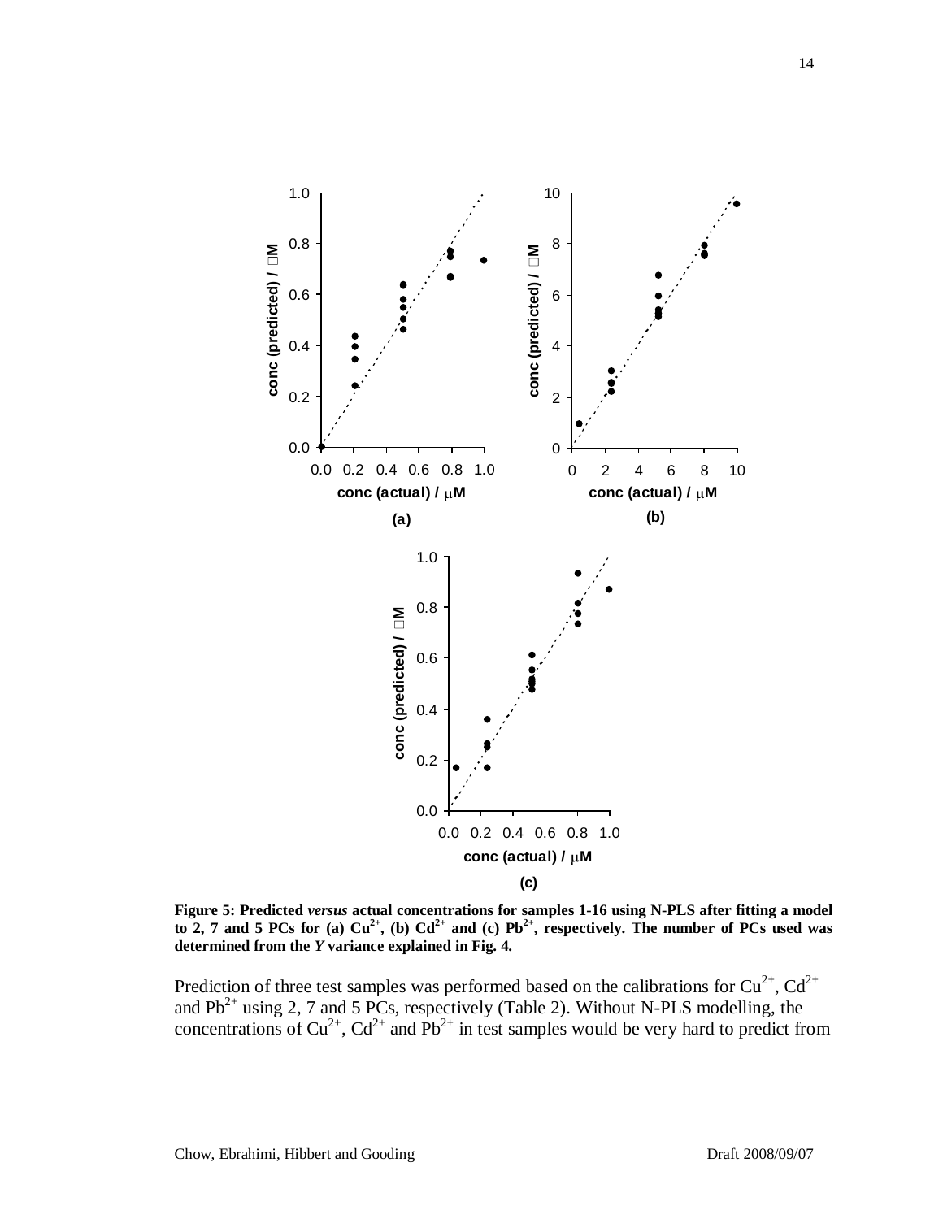**Figure 5: Predicted *versus* actual concentrations for samples 1-16 using N-PLS after fitting a model to 2, 7 and 5 PCs for (a) $Cu^{2+}$, (b) $Cd^{2+}$ and (c) $Pb^{2+}$, respectively. The number of PCs used was determined from the *Y* variance explained in Fig. 4.**

Prediction of three test samples was performed based on the calibrations for $Cu^{2+}$, $Cd^{2+}$ and $Pb^{2+}$ using 2, 7 and 5 PCs, respectively (Table 2). Without N-PLS modelling, the concentrations of $Cu^{2+}$, $Cd^{2+}$ and $Pb^{2+}$ in test samples would be very hard to predict from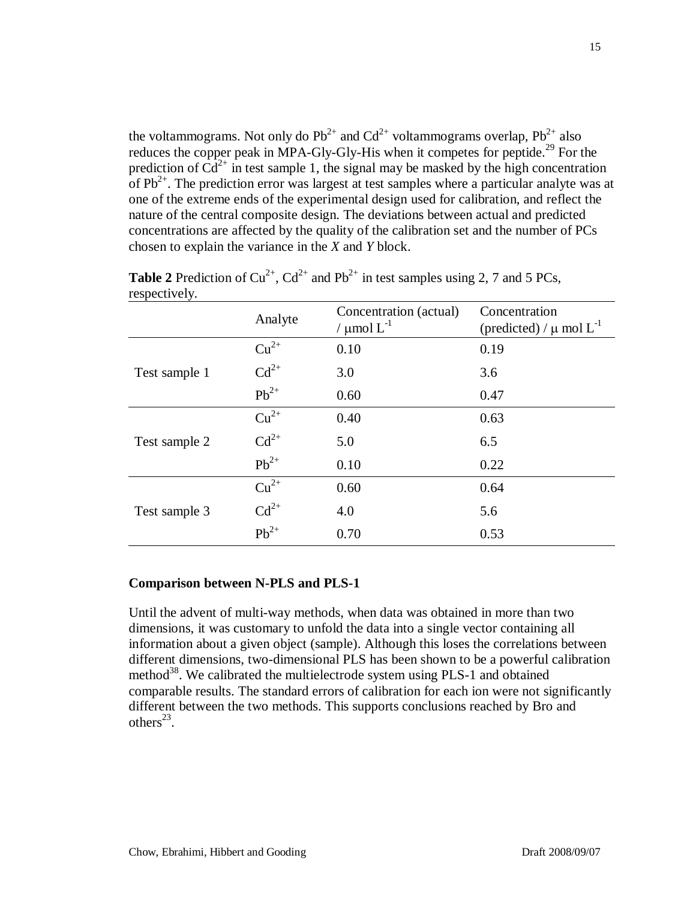the voltammograms. Not only do $Pb^{2+}$ and $Cd^{2+}$ voltammograms overlap, $Pb^{2+}$ also reduces the copper peak in MPA-Gly-Gly-His when it competes for peptide.[29] For the prediction of $Cd^{2+}$ in test sample 1, the signal may be masked by the high concentration of $Pb^{2+}$. The prediction error was largest at test samples where a particular analyte was at one of the extreme ends of the experimental design used for calibration, and reflect the nature of the central composite design. The deviations between actual and predicted concentrations are affected by the quality of the calibration set and the number of PCs chosen to explain the variance in the *X* and *Y* block.

**Table 2** Prediction of $Cu^{2+}$, $Cd^{2+}$ and $Pb^{2+}$ in test samples using 2, 7 and 5 PCs, respectively.

| | Analyte | Concentration (actual) / μmol $L^{-1}$ | Concentration (predicted) / μ mol $L^{-1}$ |
|---|---|---|---|
| Test sample 1 | $Cu^{2+}$ | 0.10 | 0.19 |
| | $Cd^{2+}$ | 3.0 | 3.6 |
| | $Pb^{2+}$ | 0.60 | 0.47 |
| Test sample 2 | $Cu^{2+}$ | 0.40 | 0.63 |
| | $Cd^{2+}$ | 5.0 | 6.5 |
| | $Pb^{2+}$ | 0.10 | 0.22 |
| Test sample 3 | $Cu^{2+}$ | 0.60 | 0.64 |
| | $Cd^{2+}$ | 4.0 | 5.6 |
| | $Pb^{2+}$ | 0.70 | 0.53 |

### Comparison between N-PLS and PLS-1

Until the advent of multi-way methods, when data was obtained in more than two dimensions, it was customary to unfold the data into a single vector containing all information about a given object (sample). Although this loses the correlations between different dimensions, two-dimensional PLS has been shown to be a powerful calibration method[38]. We calibrated the multielectrode system using PLS-1 and obtained comparable results. The standard errors of calibration for each ion were not significantly different between the two methods. This supports conclusions reached by Bro and others[23].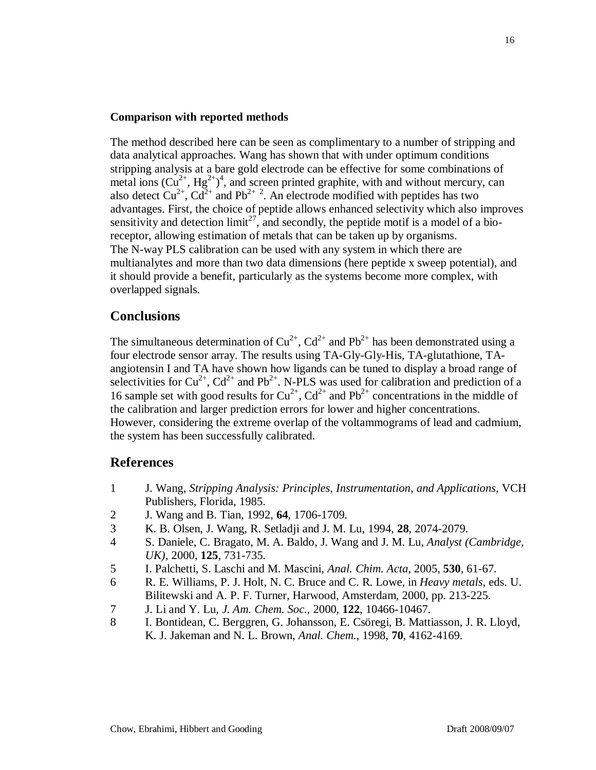**Comparison with reported methods**

The method described here can be seen as complimentary to a number of stripping and data analytical approaches. Wang has shown that with under optimum conditions stripping analysis at a bare gold electrode can be effective for some combinations of metal ions ($Cu^{2+}$, $Hg^{2+}$)[4], and screen printed graphite, with and without mercury, can also detect $Cu^{2+}$, $Cd^{2+}$ and $Pb^{2+}$ [2]. An electrode modified with peptides has two advantages. First, the choice of peptide allows enhanced selectivity which also improves sensitivity and detection limit[27], and secondly, the peptide motif is a model of a bio-receptor, allowing estimation of metals that can be taken up by organisms.
The N-way PLS calibration can be used with any system in which there are multianalytes and more than two data dimensions (here peptide x sweep potential), and it should provide a benefit, particularly as the systems become more complex, with overlapped signals.

## Conclusions

The simultaneous determination of $Cu^{2+}$, $Cd^{2+}$ and $Pb^{2+}$ has been demonstrated using a four electrode sensor array. The results using TA-Gly-Gly-His, TA-glutathione, TA-angiotensin I and TA have shown how ligands can be tuned to display a broad range of selectivities for $Cu^{2+}$, $Cd^{2+}$ and $Pb^{2+}$. N-PLS was used for calibration and prediction of a 16 sample set with good results for $Cu^{2+}$, $Cd^{2+}$ and $Pb^{2+}$ concentrations in the middle of the calibration and larger prediction errors for lower and higher concentrations. However, considering the extreme overlap of the voltammograms of lead and cadmium, the system has been successfully calibrated.

## References

1. J. Wang, *Stripping Analysis: Principles, Instrumentation, and Applications*, VCH Publishers, Florida, 1985.
2. J. Wang and B. Tian, 1992, **64**, 1706-1709.
3. K. B. Olsen, J. Wang, R. Setladji and J. M. Lu, 1994, **28**, 2074-2079.
4. S. Daniele, C. Bragato, M. A. Baldo, J. Wang and J. M. Lu, *Analyst (Cambridge, UK)*, 2000, **125**, 731-735.
5. I. Palchetti, S. Laschi and M. Mascini, *Anal. Chim. Acta*, 2005, **530**, 61-67.
6. R. E. Williams, P. J. Holt, N. C. Bruce and C. R. Lowe, in *Heavy metals*, eds. U. Bilitewski and A. P. F. Turner, Harwood, Amsterdam, 2000, pp. 213-225.
7. J. Li and Y. Lu, *J. Am. Chem. Soc.*, 2000, **122**, 10466-10467.
8. I. Bontidean, C. Berggren, G. Johansson, E. Csöregi, B. Mattiasson, J. R. Lloyd, K. J. Jakeman and N. L. Brown, *Anal. Chem.*, 1998, **70**, 4162-4169.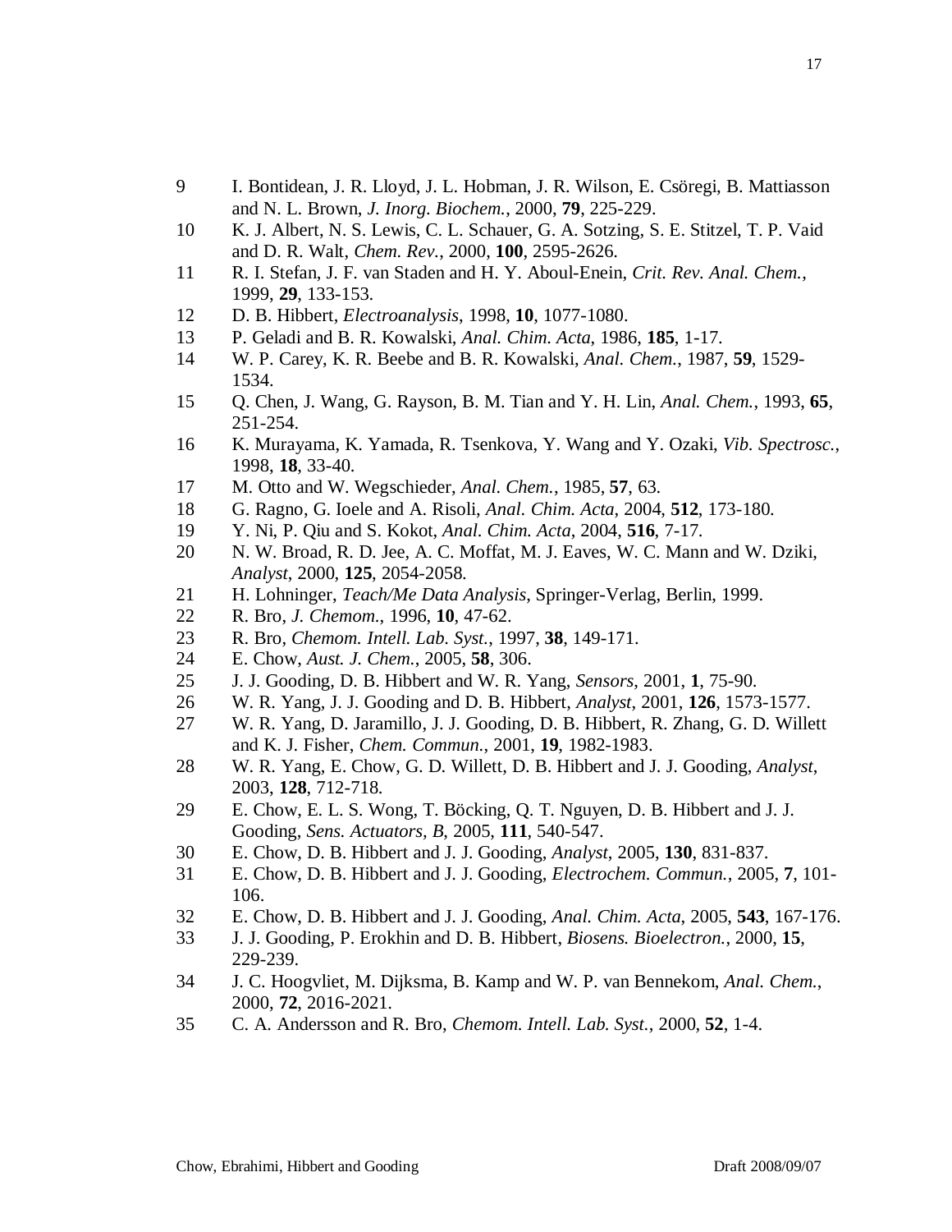9. I. Bontidean, J. R. Lloyd, J. L. Hobman, J. R. Wilson, E. Csöregi, B. Mattiasson and N. L. Brown, *J. Inorg. Biochem.*, 2000, **79**, 225-229.
10. K. J. Albert, N. S. Lewis, C. L. Schauer, G. A. Sotzing, S. E. Stitzel, T. P. Vaid and D. R. Walt, *Chem. Rev.*, 2000, **100**, 2595-2626.
11. R. I. Stefan, J. F. van Staden and H. Y. Aboul-Enein, *Crit. Rev. Anal. Chem.*, 1999, **29**, 133-153.
12. D. B. Hibbert, *Electroanalysis*, 1998, **10**, 1077-1080.
13. P. Geladi and B. R. Kowalski, *Anal. Chim. Acta*, 1986, **185**, 1-17.
14. W. P. Carey, K. R. Beebe and B. R. Kowalski, *Anal. Chem.*, 1987, **59**, 1529-1534.
15. Q. Chen, J. Wang, G. Rayson, B. M. Tian and Y. H. Lin, *Anal. Chem.*, 1993, **65**, 251-254.
16. K. Murayama, K. Yamada, R. Tsenkova, Y. Wang and Y. Ozaki, *Vib. Spectrosc.*, 1998, **18**, 33-40.
17. M. Otto and W. Wegschieder, *Anal. Chem.*, 1985, **57**, 63.
18. G. Ragno, G. Ioele and A. Risoli, *Anal. Chim. Acta*, 2004, **512**, 173-180.
19. Y. Ni, P. Qiu and S. Kokot, *Anal. Chim. Acta*, 2004, **516**, 7-17.
20. N. W. Broad, R. D. Jee, A. C. Moffat, M. J. Eaves, W. C. Mann and W. Dziki, *Analyst*, 2000, **125**, 2054-2058.
21. H. Lohninger, *Teach/Me Data Analysis*, Springer-Verlag, Berlin, 1999.
22. R. Bro, *J. Chemom.*, 1996, **10**, 47-62.
23. R. Bro, *Chemom. Intell. Lab. Syst.*, 1997, **38**, 149-171.
24. E. Chow, *Aust. J. Chem.*, 2005, **58**, 306.
25. J. J. Gooding, D. B. Hibbert and W. R. Yang, *Sensors*, 2001, **1**, 75-90.
26. W. R. Yang, J. J. Gooding and D. B. Hibbert, *Analyst*, 2001, **126**, 1573-1577.
27. W. R. Yang, D. Jaramillo, J. J. Gooding, D. B. Hibbert, R. Zhang, G. D. Willett and K. J. Fisher, *Chem. Commun.*, 2001, **19**, 1982-1983.
28. W. R. Yang, E. Chow, G. D. Willett, D. B. Hibbert and J. J. Gooding, *Analyst*, 2003, **128**, 712-718.
29. E. Chow, E. L. S. Wong, T. Böcking, Q. T. Nguyen, D. B. Hibbert and J. J. Gooding, *Sens. Actuators, B*, 2005, **111**, 540-547.
30. E. Chow, D. B. Hibbert and J. J. Gooding, *Analyst*, 2005, **130**, 831-837.
31. E. Chow, D. B. Hibbert and J. J. Gooding, *Electrochem. Commun.*, 2005, **7**, 101-106.
32. E. Chow, D. B. Hibbert and J. J. Gooding, *Anal. Chim. Acta*, 2005, **543**, 167-176.
33. J. J. Gooding, P. Erokhin and D. B. Hibbert, *Biosens. Bioelectron.*, 2000, **15**, 229-239.
34. J. C. Hoogvliet, M. Dijksma, B. Kamp and W. P. van Bennekom, *Anal. Chem.*, 2000, **72**, 2016-2021.
35. C. A. Andersson and R. Bro, *Chemom. Intell. Lab. Syst.*, 2000, **52**, 1-4.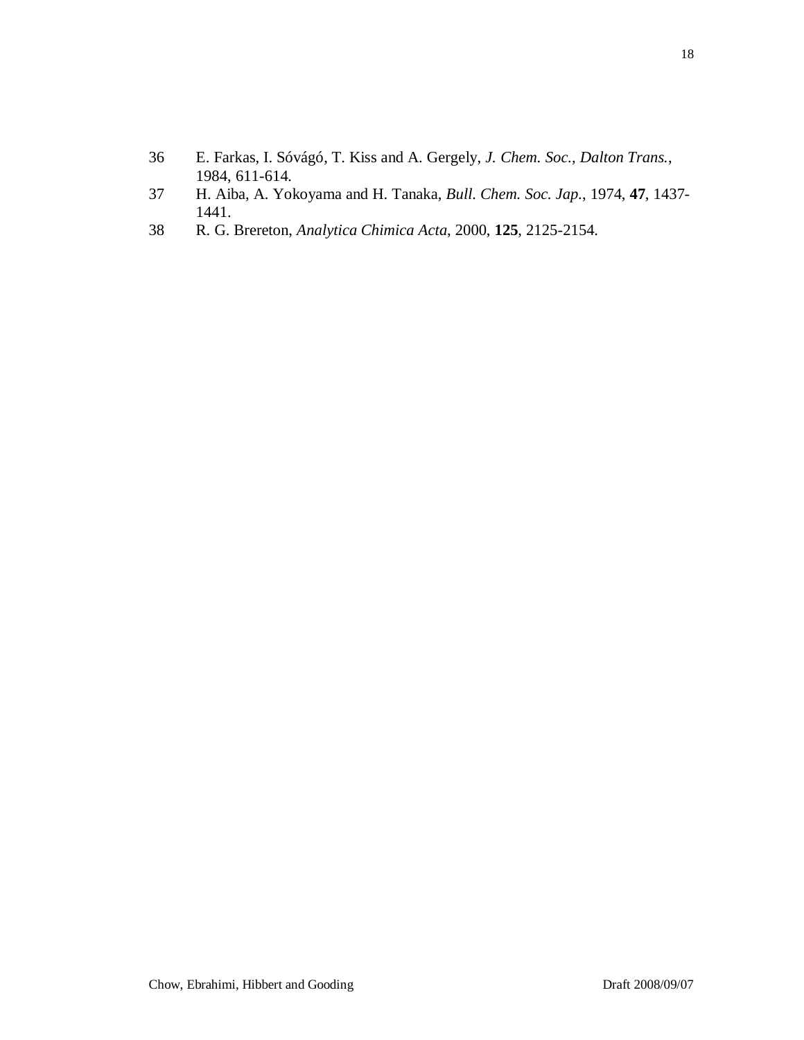36 E. Farkas, I. Sóvágó, T. Kiss and A. Gergely, *J. Chem. Soc., Dalton Trans.*, 1984, 611-614.

37 H. Aiba, A. Yokoyama and H. Tanaka, *Bull. Chem. Soc. Jap.*, 1974, **47**, 1437-1441.

38 R. G. Brereton, *Analytica Chimica Acta*, 2000, **125**, 2125-2154.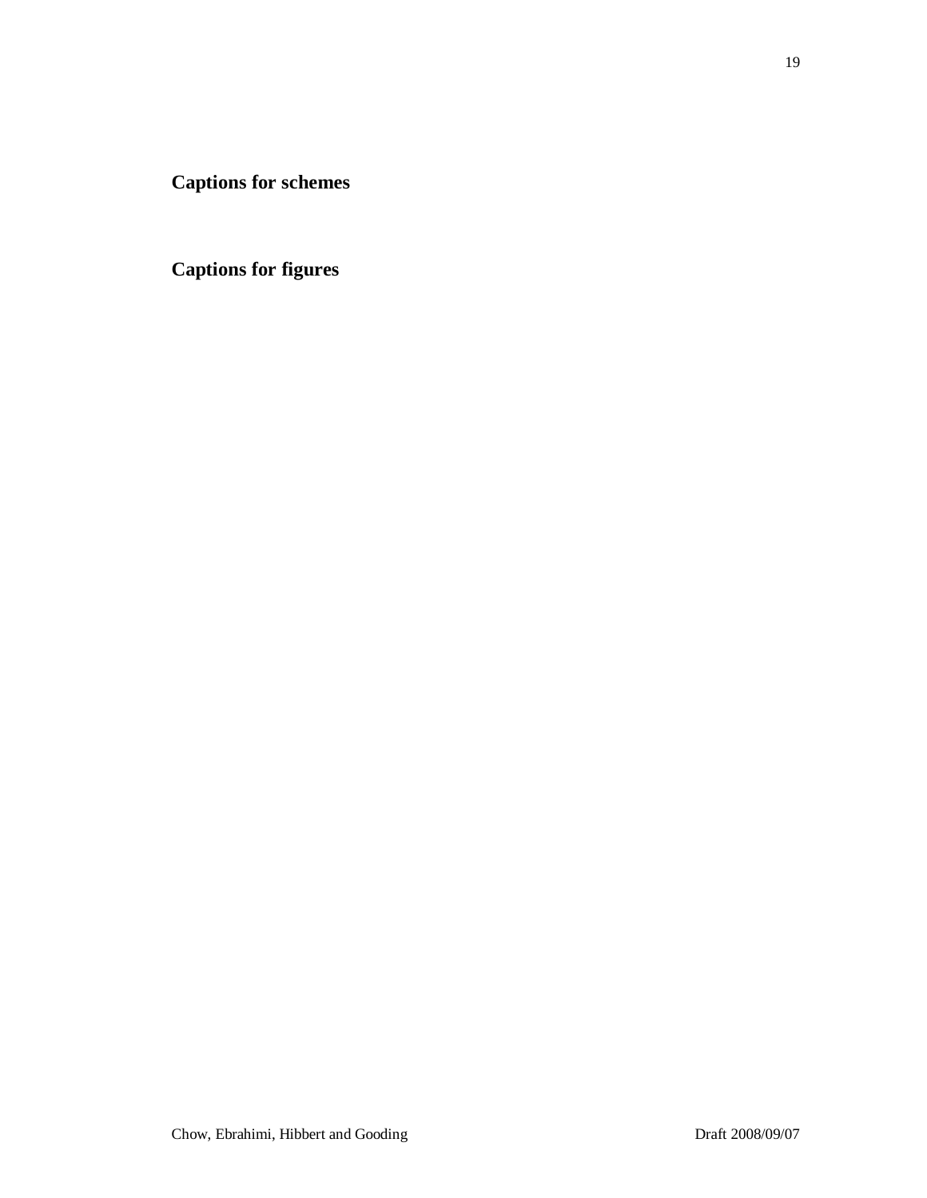**Captions for schemes**

**Captions for figures**